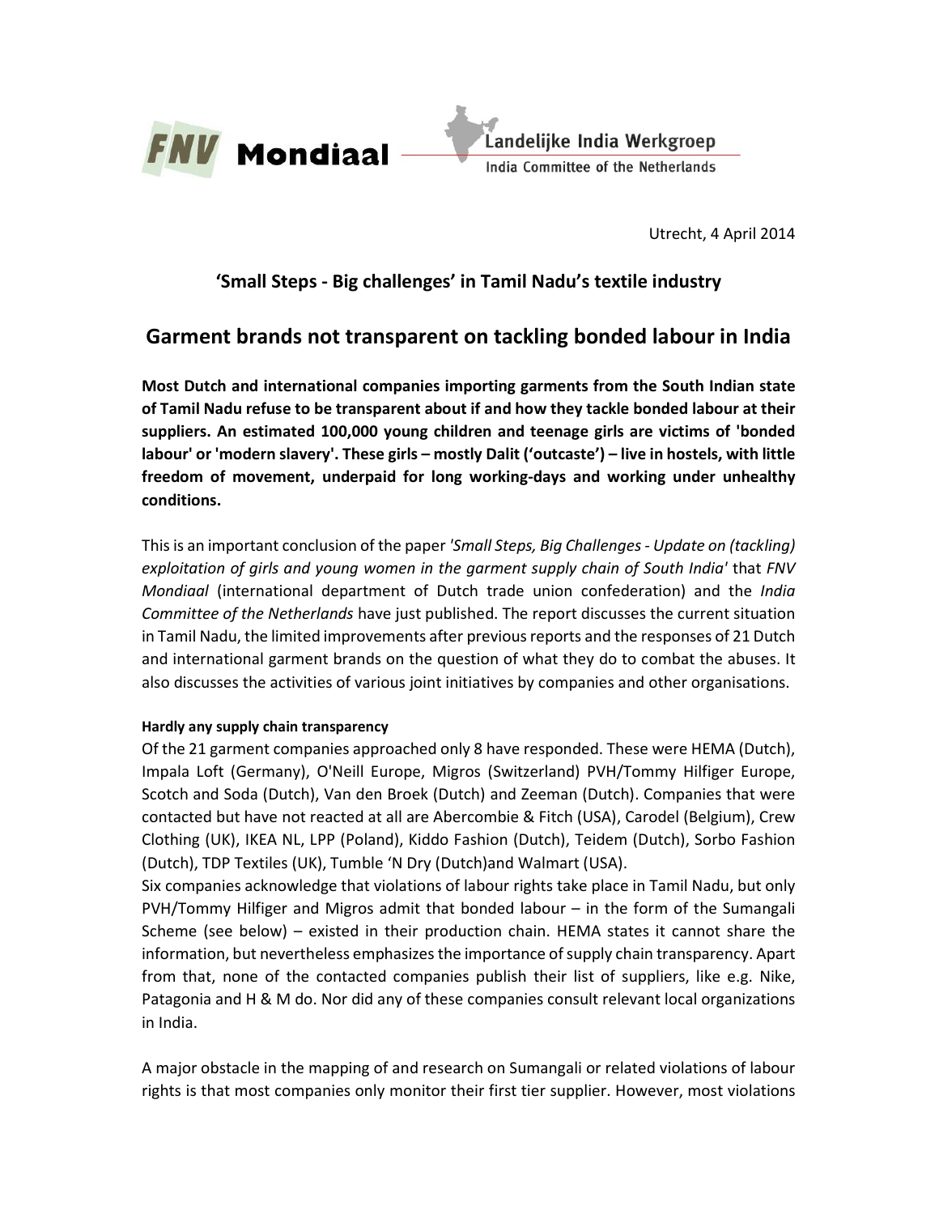FNV Mondiaal

Landelijke India Werkgroep
India Committee of the Netherlands

Utrecht, 4 April 2014

## 'Small Steps - Big challenges' in Tamil Nadu's textile industry

# Garment brands not transparent on tackling bonded labour in India

**Most Dutch and international companies importing garments from the South Indian state of Tamil Nadu refuse to be transparent about if and how they tackle bonded labour at their suppliers. An estimated 100,000 young children and teenage girls are victims of 'bonded labour' or 'modern slavery'. These girls – mostly Dalit ('outcaste') – live in hostels, with little freedom of movement, underpaid for long working-days and working under unhealthy conditions.**

This is an important conclusion of the paper *'Small Steps, Big Challenges - Update on (tackling) exploitation of girls and young women in the garment supply chain of South India'* that *FNV Mondiaal* (international department of Dutch trade union confederation) and the *India Committee of the Netherlands* have just published. The report discusses the current situation in Tamil Nadu, the limited improvements after previous reports and the responses of 21 Dutch and international garment brands on the question of what they do to combat the abuses. It also discusses the activities of various joint initiatives by companies and other organisations.

#### Hardly any supply chain transparency

Of the 21 garment companies approached only 8 have responded. These were HEMA (Dutch), Impala Loft (Germany), O'Neill Europe, Migros (Switzerland) PVH/Tommy Hilfiger Europe, Scotch and Soda (Dutch), Van den Broek (Dutch) and Zeeman (Dutch). Companies that were contacted but have not reacted at all are Abercombie & Fitch (USA), Carodel (Belgium), Crew Clothing (UK), IKEA NL, LPP (Poland), Kiddo Fashion (Dutch), Teidem (Dutch), Sorbo Fashion (Dutch), TDP Textiles (UK), Tumble 'N Dry (Dutch)and Walmart (USA).
Six companies acknowledge that violations of labour rights take place in Tamil Nadu, but only PVH/Tommy Hilfiger and Migros admit that bonded labour – in the form of the Sumangali Scheme (see below) – existed in their production chain. HEMA states it cannot share the information, but nevertheless emphasizes the importance of supply chain transparency. Apart from that, none of the contacted companies publish their list of suppliers, like e.g. Nike, Patagonia and H & M do. Nor did any of these companies consult relevant local organizations in India.

A major obstacle in the mapping of and research on Sumangali or related violations of labour rights is that most companies only monitor their first tier supplier. However, most violations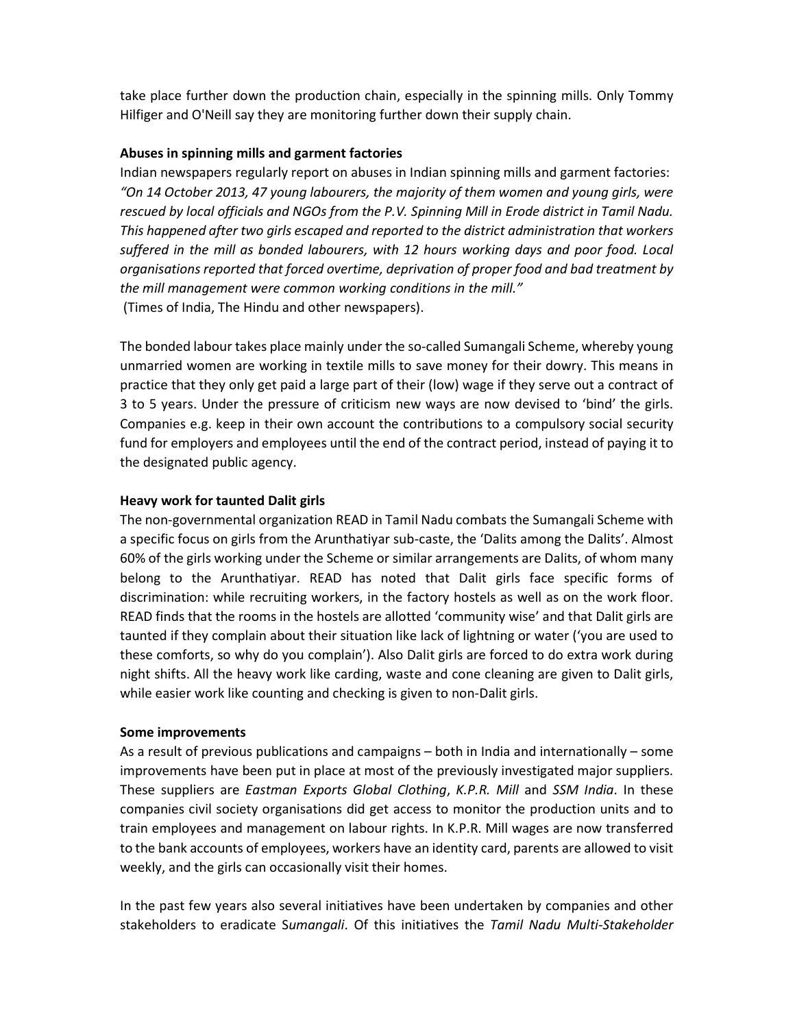take place further down the production chain, especially in the spinning mills. Only Tommy Hilfiger and O'Neill say they are monitoring further down their supply chain.

**Abuses in spinning mills and garment factories**

Indian newspapers regularly report on abuses in Indian spinning mills and garment factories: *"On 14 October 2013, 47 young labourers, the majority of them women and young girls, were rescued by local officials and NGOs from the P.V. Spinning Mill in Erode district in Tamil Nadu. This happened after two girls escaped and reported to the district administration that workers suffered in the mill as bonded labourers, with 12 hours working days and poor food. Local organisations reported that forced overtime, deprivation of proper food and bad treatment by the mill management were common working conditions in the mill."*
(Times of India, The Hindu and other newspapers).

The bonded labour takes place mainly under the so-called Sumangali Scheme, whereby young unmarried women are working in textile mills to save money for their dowry. This means in practice that they only get paid a large part of their (low) wage if they serve out a contract of 3 to 5 years. Under the pressure of criticism new ways are now devised to 'bind' the girls. Companies e.g. keep in their own account the contributions to a compulsory social security fund for employers and employees until the end of the contract period, instead of paying it to the designated public agency.

**Heavy work for taunted Dalit girls**

The non-governmental organization READ in Tamil Nadu combats the Sumangali Scheme with a specific focus on girls from the Arunthatiyar sub-caste, the 'Dalits among the Dalits'. Almost 60% of the girls working under the Scheme or similar arrangements are Dalits, of whom many belong to the Arunthatiyar. READ has noted that Dalit girls face specific forms of discrimination: while recruiting workers, in the factory hostels as well as on the work floor. READ finds that the rooms in the hostels are allotted 'community wise' and that Dalit girls are taunted if they complain about their situation like lack of lightning or water ('you are used to these comforts, so why do you complain'). Also Dalit girls are forced to do extra work during night shifts. All the heavy work like carding, waste and cone cleaning are given to Dalit girls, while easier work like counting and checking is given to non-Dalit girls.

**Some improvements**

As a result of previous publications and campaigns – both in India and internationally – some improvements have been put in place at most of the previously investigated major suppliers. These suppliers are *Eastman Exports Global Clothing*, *K.P.R. Mill* and *SSM India*. In these companies civil society organisations did get access to monitor the production units and to train employees and management on labour rights. In K.P.R. Mill wages are now transferred to the bank accounts of employees, workers have an identity card, parents are allowed to visit weekly, and the girls can occasionally visit their homes.

In the past few years also several initiatives have been undertaken by companies and other stakeholders to eradicate S*umangali*. Of this initiatives the *Tamil Nadu Multi-Stakeholder*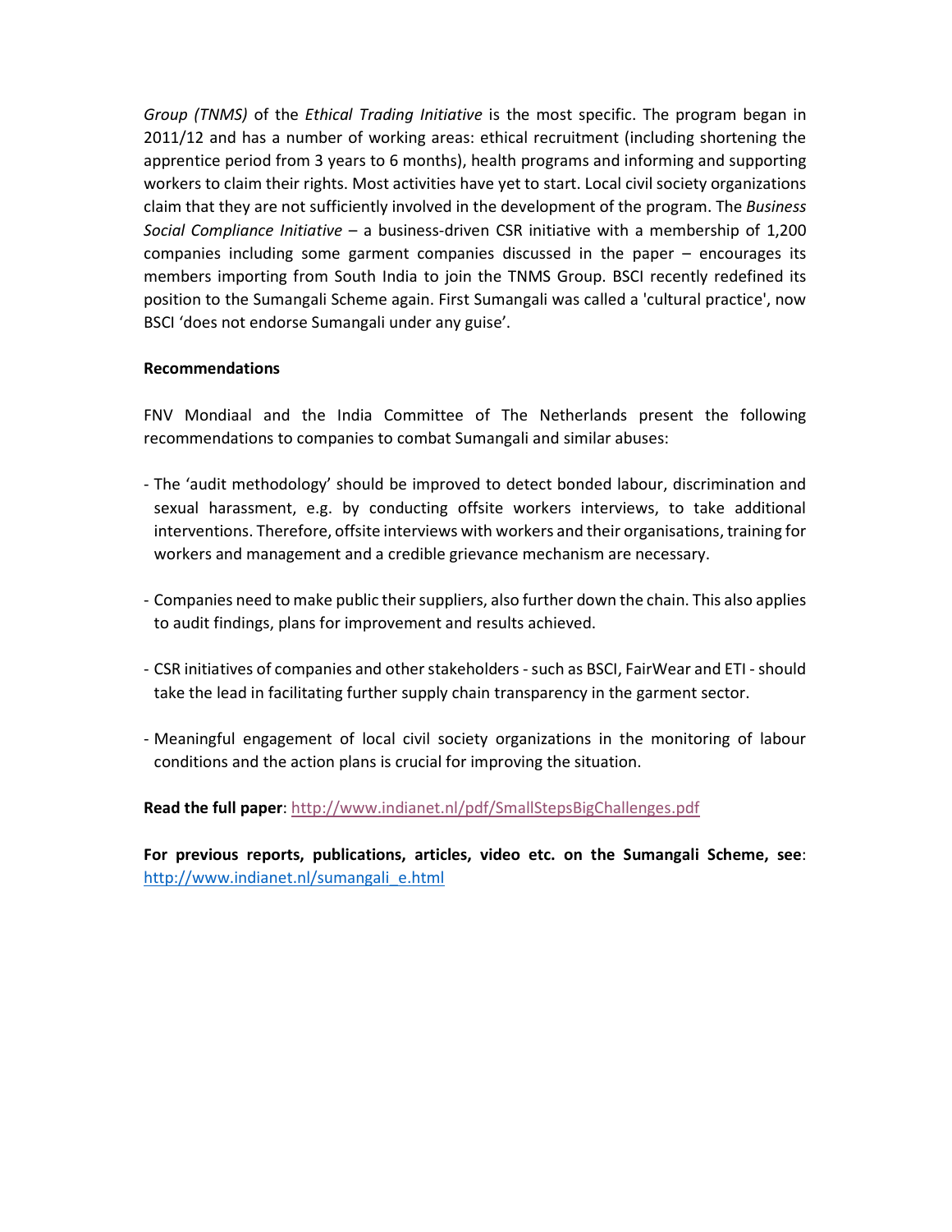*Group (TNMS)* of the *Ethical Trading Initiative* is the most specific. The program began in 2011/12 and has a number of working areas: ethical recruitment (including shortening the apprentice period from 3 years to 6 months), health programs and informing and supporting workers to claim their rights. Most activities have yet to start. Local civil society organizations claim that they are not sufficiently involved in the development of the program. The *Business Social Compliance Initiative* – a business-driven CSR initiative with a membership of 1,200 companies including some garment companies discussed in the paper – encourages its members importing from South India to join the TNMS Group. BSCI recently redefined its position to the Sumangali Scheme again. First Sumangali was called a 'cultural practice', now BSCI 'does not endorse Sumangali under any guise'.

**Recommendations**

FNV Mondiaal and the India Committee of The Netherlands present the following recommendations to companies to combat Sumangali and similar abuses:

- The 'audit methodology' should be improved to detect bonded labour, discrimination and sexual harassment, e.g. by conducting offsite workers interviews, to take additional interventions. Therefore, offsite interviews with workers and their organisations, training for workers and management and a credible grievance mechanism are necessary.

- Companies need to make public their suppliers, also further down the chain. This also applies to audit findings, plans for improvement and results achieved.

- CSR initiatives of companies and other stakeholders - such as BSCI, FairWear and ETI - should take the lead in facilitating further supply chain transparency in the garment sector.

- Meaningful engagement of local civil society organizations in the monitoring of labour conditions and the action plans is crucial for improving the situation.

**Read the full paper**: http://www.indianet.nl/pdf/SmallStepsBigChallenges.pdf

**For previous reports, publications, articles, video etc. on the Sumangali Scheme, see**: http://www.indianet.nl/sumangali_e.html